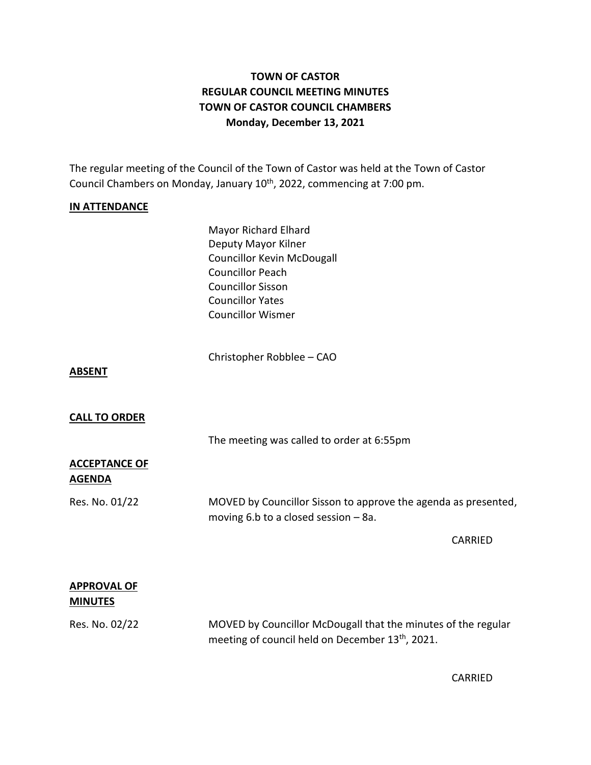# TOWN OF CASTOR
## REGULAR COUNCIL MEETING MINUTES
## TOWN OF CASTOR COUNCIL CHAMBERS
## Monday, December 13, 2021

The regular meeting of the Council of the Town of Castor was held at the Town of Castor Council Chambers on Monday, January 10th, 2022, commencing at 7:00 pm.

**IN ATTENDANCE**

Mayor Richard Elhard
Deputy Mayor Kilner
Councillor Kevin McDougall
Councillor Peach
Councillor Sisson
Councillor Yates
Councillor Wismer

Christopher Robblee – CAO

**ABSENT**

**CALL TO ORDER**

The meeting was called to order at 6:55pm

**ACCEPTANCE OF AGENDA**

Res. No. 01/22 MOVED by Councillor Sisson to approve the agenda as presented, moving 6.b to a closed session – 8a.

CARRIED

**APPROVAL OF MINUTES**

Res. No. 02/22 MOVED by Councillor McDougall that the minutes of the regular meeting of council held on December 13th, 2021.

CARRIED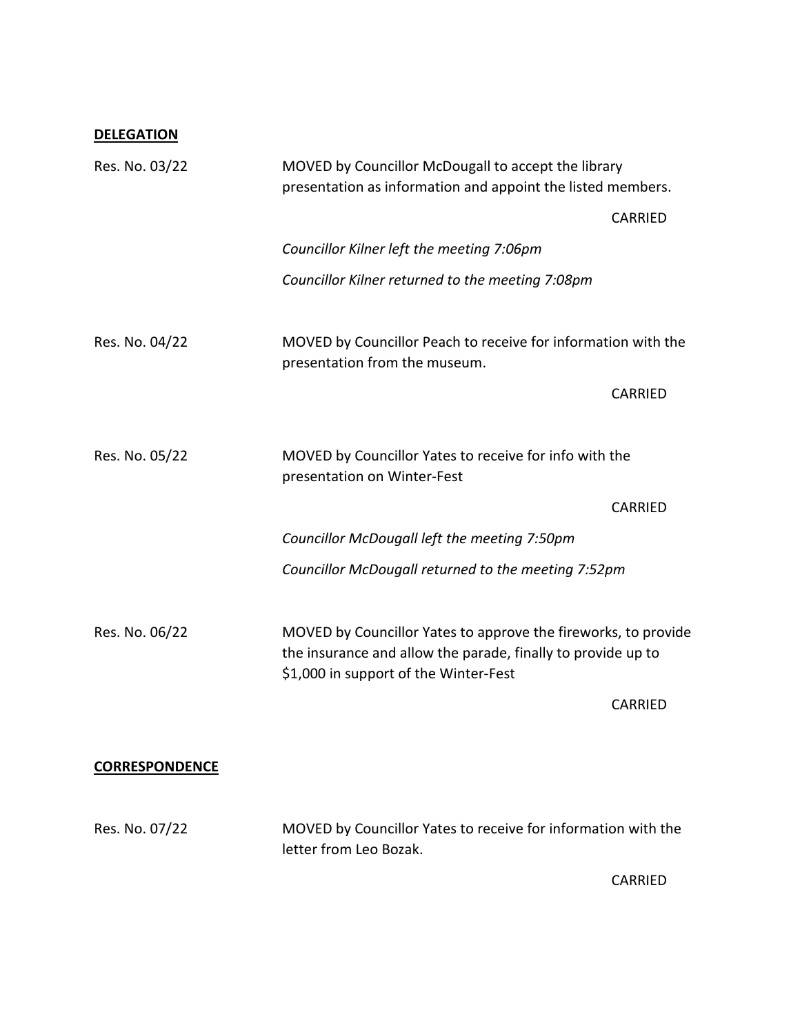**DELEGATION**

Res. No. 03/22 — MOVED by Councillor McDougall to accept the library presentation as information and appoint the listed members.

CARRIED

*Councillor Kilner left the meeting 7:06pm*

*Councillor Kilner returned to the meeting 7:08pm*

Res. No. 04/22 — MOVED by Councillor Peach to receive for information with the presentation from the museum.

CARRIED

Res. No. 05/22 — MOVED by Councillor Yates to receive for info with the presentation on Winter-Fest

CARRIED

*Councillor McDougall left the meeting 7:50pm*

*Councillor McDougall returned to the meeting 7:52pm*

Res. No. 06/22 — MOVED by Councillor Yates to approve the fireworks, to provide the insurance and allow the parade, finally to provide up to $1,000 in support of the Winter-Fest

CARRIED

**CORRESPONDENCE**

Res. No. 07/22 — MOVED by Councillor Yates to receive for information with the letter from Leo Bozak.

CARRIED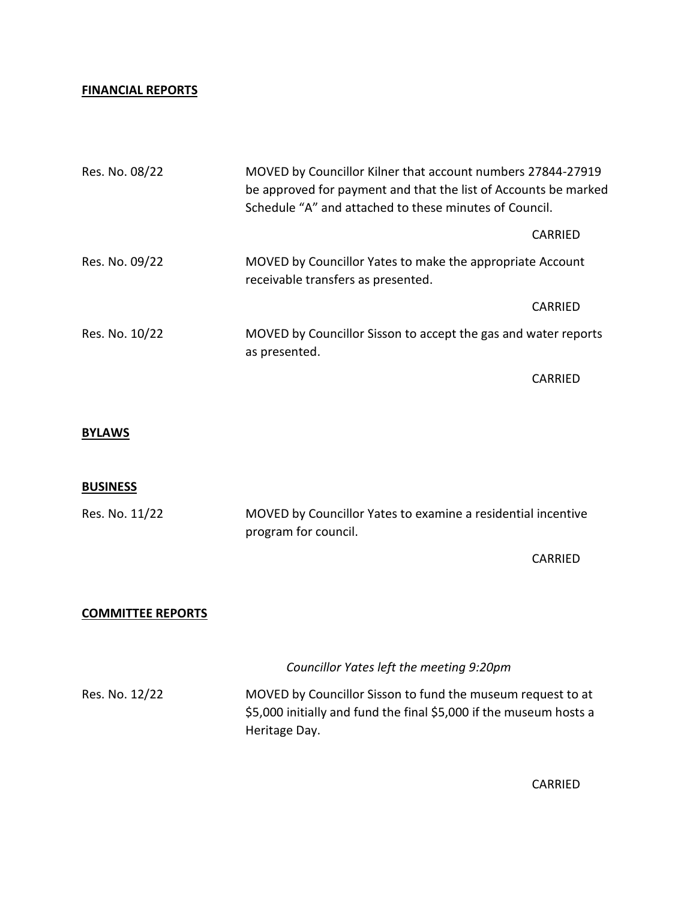**FINANCIAL REPORTS**

Res. No. 08/22 — MOVED by Councillor Kilner that account numbers 27844-27919 be approved for payment and that the list of Accounts be marked Schedule "A" and attached to these minutes of Council.

CARRIED

Res. No. 09/22 — MOVED by Councillor Yates to make the appropriate Account receivable transfers as presented.

CARRIED

Res. No. 10/22 — MOVED by Councillor Sisson to accept the gas and water reports as presented.

CARRIED

**BYLAWS**

**BUSINESS**

Res. No. 11/22 — MOVED by Councillor Yates to examine a residential incentive program for council.

CARRIED

**COMMITTEE REPORTS**

*Councillor Yates left the meeting 9:20pm*

Res. No. 12/22 — MOVED by Councillor Sisson to fund the museum request to at $5,000 initially and fund the final $5,000 if the museum hosts a Heritage Day.

CARRIED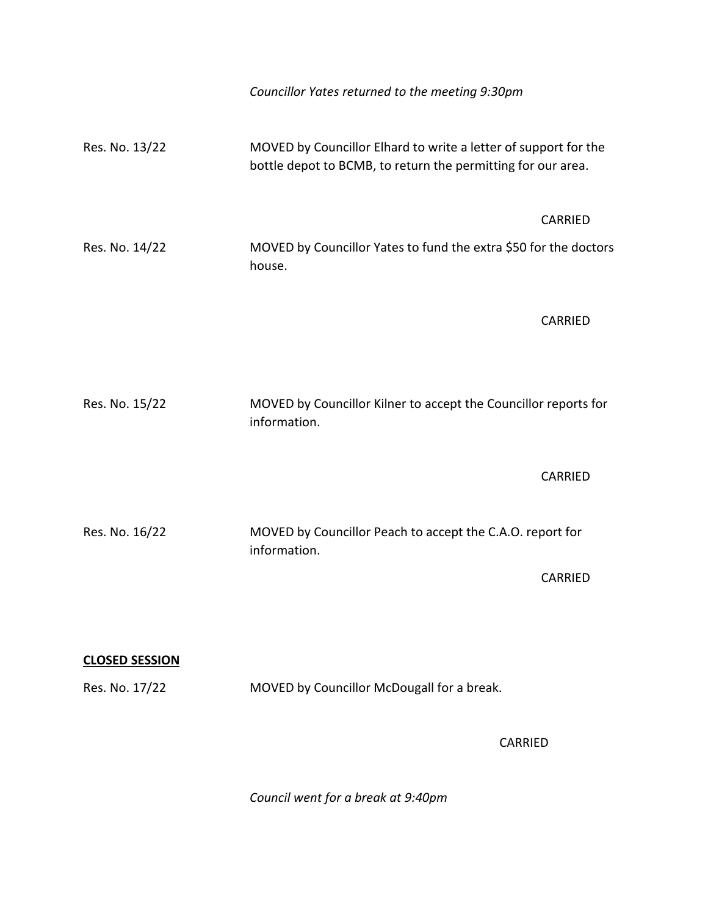*Councillor Yates returned to the meeting 9:30pm*

Res. No. 13/22 MOVED by Councillor Elhard to write a letter of support for the bottle depot to BCMB, to return the permitting for our area.

CARRIED

Res. No. 14/22 MOVED by Councillor Yates to fund the extra $50 for the doctors house.

CARRIED

Res. No. 15/22 MOVED by Councillor Kilner to accept the Councillor reports for information.

CARRIED

Res. No. 16/22 MOVED by Councillor Peach to accept the C.A.O. report for information.

CARRIED

**CLOSED SESSION**

Res. No. 17/22 MOVED by Councillor McDougall for a break.

CARRIED

*Council went for a break at 9:40pm*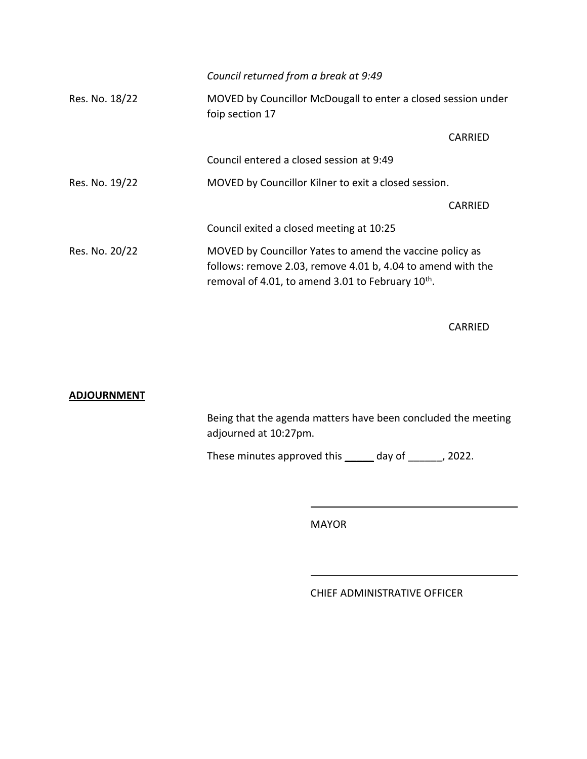*Council returned from a break at 9:49*

Res. No. 18/22 MOVED by Councillor McDougall to enter a closed session under foip section 17

CARRIED

Council entered a closed session at 9:49

Res. No. 19/22 MOVED by Councillor Kilner to exit a closed session.

CARRIED

Council exited a closed meeting at 10:25

Res. No. 20/22 MOVED by Councillor Yates to amend the vaccine policy as follows: remove 2.03, remove 4.01 b, 4.04 to amend with the removal of 4.01, to amend 3.01 to February 10th.

CARRIED

**ADJOURNMENT**

Being that the agenda matters have been concluded the meeting adjourned at 10:27pm.

These minutes approved this _____ day of ______, 2022.

\_\_\_\_\_\_\_\_\_\_\_\_\_\_\_\_\_\_\_\_\_\_\_\_\_\_\_\_\_\_\_\_\_\_\_\_

MAYOR

\_\_\_\_\_\_\_\_\_\_\_\_\_\_\_\_\_\_\_\_\_\_\_\_\_\_\_\_\_\_\_\_\_\_\_\_

CHIEF ADMINISTRATIVE OFFICER